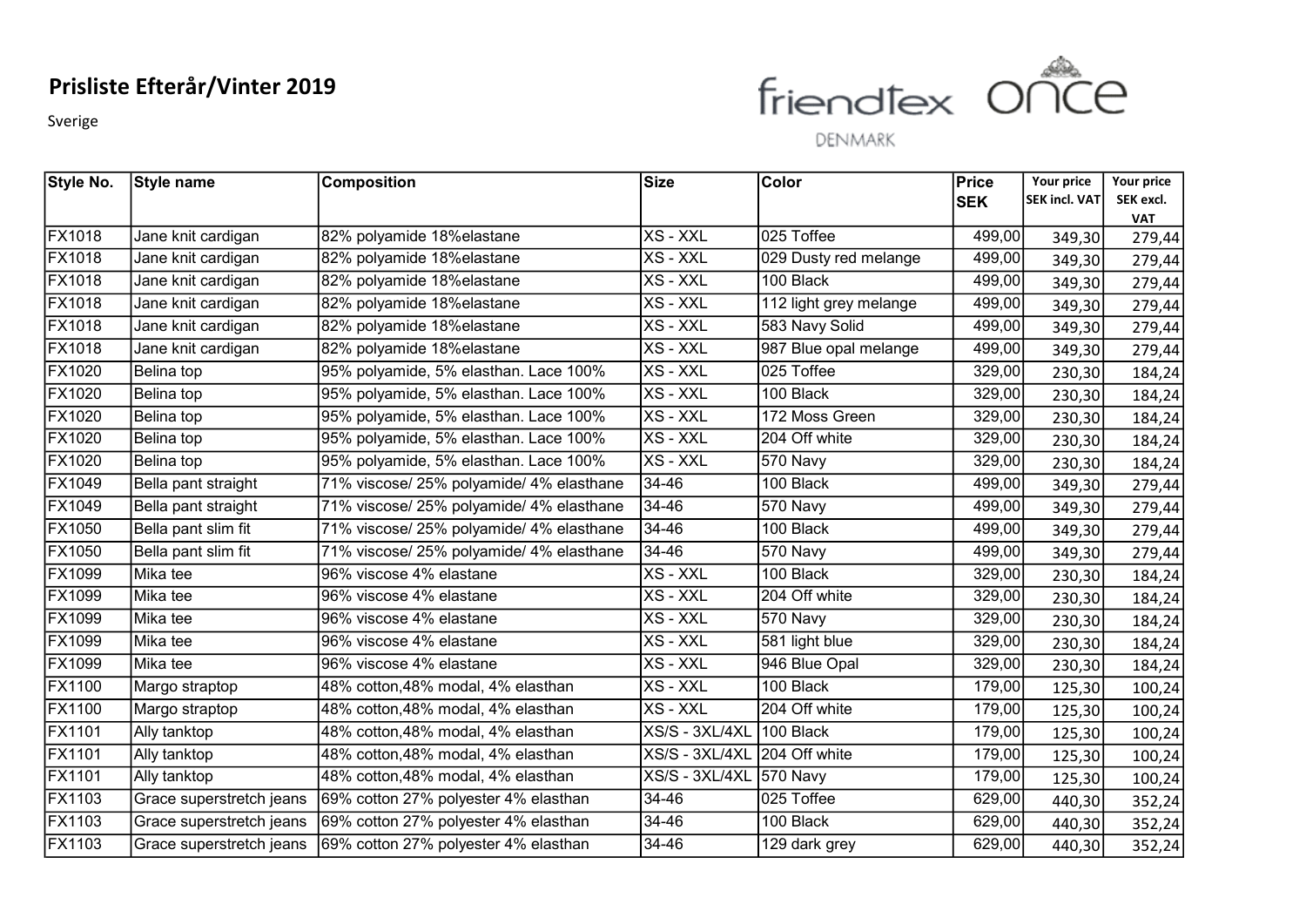# Prisliste Efterår/Vinter 2019

Sverige

friendtex once DENMARK

| Style No. | Style name | Composition | Size | Color | Price SEK | Your price SEK incl. VAT | Your price SEK excl. VAT |
|---|---|---|---|---|---|---|---|
| FX1018 | Jane knit cardigan | 82% polyamide 18%elastane | XS - XXL | 025 Toffee | 499,00 | 349,30 | 279,44 |
| FX1018 | Jane knit cardigan | 82% polyamide 18%elastane | XS - XXL | 029 Dusty red melange | 499,00 | 349,30 | 279,44 |
| FX1018 | Jane knit cardigan | 82% polyamide 18%elastane | XS - XXL | 100 Black | 499,00 | 349,30 | 279,44 |
| FX1018 | Jane knit cardigan | 82% polyamide 18%elastane | XS - XXL | 112 light grey melange | 499,00 | 349,30 | 279,44 |
| FX1018 | Jane knit cardigan | 82% polyamide 18%elastane | XS - XXL | 583 Navy Solid | 499,00 | 349,30 | 279,44 |
| FX1018 | Jane knit cardigan | 82% polyamide 18%elastane | XS - XXL | 987 Blue opal melange | 499,00 | 349,30 | 279,44 |
| FX1020 | Belina top | 95% polyamide, 5% elasthan. Lace 100% | XS - XXL | 025 Toffee | 329,00 | 230,30 | 184,24 |
| FX1020 | Belina top | 95% polyamide, 5% elasthan. Lace 100% | XS - XXL | 100 Black | 329,00 | 230,30 | 184,24 |
| FX1020 | Belina top | 95% polyamide, 5% elasthan. Lace 100% | XS - XXL | 172 Moss Green | 329,00 | 230,30 | 184,24 |
| FX1020 | Belina top | 95% polyamide, 5% elasthan. Lace 100% | XS - XXL | 204 Off white | 329,00 | 230,30 | 184,24 |
| FX1020 | Belina top | 95% polyamide, 5% elasthan. Lace 100% | XS - XXL | 570 Navy | 329,00 | 230,30 | 184,24 |
| FX1049 | Bella pant straight | 71% viscose/ 25% polyamide/ 4% elasthane | 34-46 | 100 Black | 499,00 | 349,30 | 279,44 |
| FX1049 | Bella pant straight | 71% viscose/ 25% polyamide/ 4% elasthane | 34-46 | 570 Navy | 499,00 | 349,30 | 279,44 |
| FX1050 | Bella pant slim fit | 71% viscose/ 25% polyamide/ 4% elasthane | 34-46 | 100 Black | 499,00 | 349,30 | 279,44 |
| FX1050 | Bella pant slim fit | 71% viscose/ 25% polyamide/ 4% elasthane | 34-46 | 570 Navy | 499,00 | 349,30 | 279,44 |
| FX1099 | Mika tee | 96% viscose 4% elastane | XS - XXL | 100 Black | 329,00 | 230,30 | 184,24 |
| FX1099 | Mika tee | 96% viscose 4% elastane | XS - XXL | 204 Off white | 329,00 | 230,30 | 184,24 |
| FX1099 | Mika tee | 96% viscose 4% elastane | XS - XXL | 570 Navy | 329,00 | 230,30 | 184,24 |
| FX1099 | Mika tee | 96% viscose 4% elastane | XS - XXL | 581 light blue | 329,00 | 230,30 | 184,24 |
| FX1099 | Mika tee | 96% viscose 4% elastane | XS - XXL | 946 Blue Opal | 329,00 | 230,30 | 184,24 |
| FX1100 | Margo straptop | 48% cotton,48% modal, 4% elasthan | XS - XXL | 100 Black | 179,00 | 125,30 | 100,24 |
| FX1100 | Margo straptop | 48% cotton,48% modal, 4% elasthan | XS - XXL | 204 Off white | 179,00 | 125,30 | 100,24 |
| FX1101 | Ally tanktop | 48% cotton,48% modal, 4% elasthan | XS/S - 3XL/4XL | 100 Black | 179,00 | 125,30 | 100,24 |
| FX1101 | Ally tanktop | 48% cotton,48% modal, 4% elasthan | XS/S - 3XL/4XL | 204 Off white | 179,00 | 125,30 | 100,24 |
| FX1101 | Ally tanktop | 48% cotton,48% modal, 4% elasthan | XS/S - 3XL/4XL | 570 Navy | 179,00 | 125,30 | 100,24 |
| FX1103 | Grace superstretch jeans | 69% cotton 27% polyester 4% elasthan | 34-46 | 025 Toffee | 629,00 | 440,30 | 352,24 |
| FX1103 | Grace superstretch jeans | 69% cotton 27% polyester 4% elasthan | 34-46 | 100 Black | 629,00 | 440,30 | 352,24 |
| FX1103 | Grace superstretch jeans | 69% cotton 27% polyester 4% elasthan | 34-46 | 129 dark grey | 629,00 | 440,30 | 352,24 |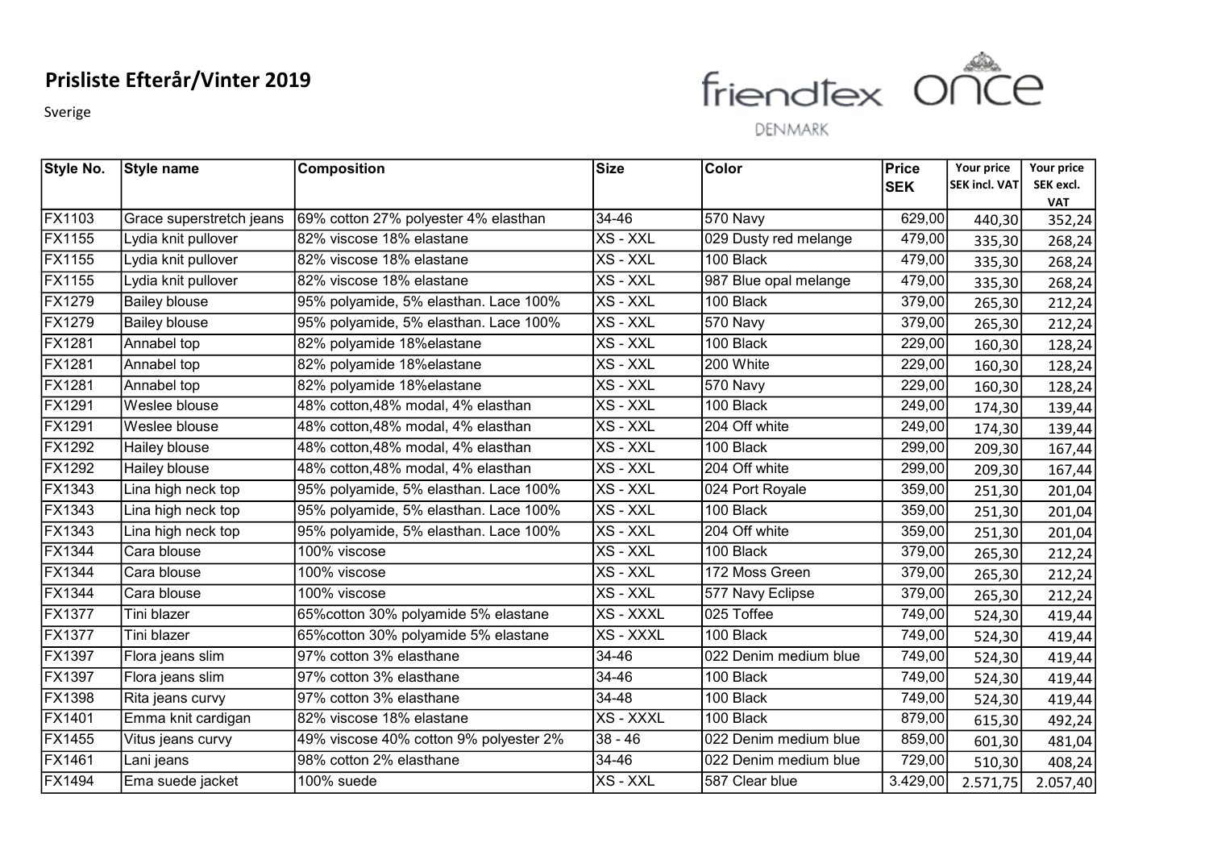# Prisliste Efterår/Vinter 2019

Sverige

friendtex once DENMARK

| Style No. | Style name | Composition | Size | Color | Price SEK | Your price SEK incl. VAT | Your price SEK excl. VAT |
|---|---|---|---|---|---|---|---|
| FX1103 | Grace superstretch jeans | 69% cotton 27% polyester 4% elasthan | 34-46 | 570 Navy | 629,00 | 440,30 | 352,24 |
| FX1155 | Lydia knit pullover | 82% viscose 18% elastane | XS - XXL | 029 Dusty red melange | 479,00 | 335,30 | 268,24 |
| FX1155 | Lydia knit pullover | 82% viscose 18% elastane | XS - XXL | 100 Black | 479,00 | 335,30 | 268,24 |
| FX1155 | Lydia knit pullover | 82% viscose 18% elastane | XS - XXL | 987 Blue opal melange | 479,00 | 335,30 | 268,24 |
| FX1279 | Bailey blouse | 95% polyamide, 5% elasthan. Lace 100% | XS - XXL | 100 Black | 379,00 | 265,30 | 212,24 |
| FX1279 | Bailey blouse | 95% polyamide, 5% elasthan. Lace 100% | XS - XXL | 570 Navy | 379,00 | 265,30 | 212,24 |
| FX1281 | Annabel top | 82% polyamide 18%elastane | XS - XXL | 100 Black | 229,00 | 160,30 | 128,24 |
| FX1281 | Annabel top | 82% polyamide 18%elastane | XS - XXL | 200 White | 229,00 | 160,30 | 128,24 |
| FX1281 | Annabel top | 82% polyamide 18%elastane | XS - XXL | 570 Navy | 229,00 | 160,30 | 128,24 |
| FX1291 | Weslee blouse | 48% cotton,48% modal, 4% elasthan | XS - XXL | 100 Black | 249,00 | 174,30 | 139,44 |
| FX1291 | Weslee blouse | 48% cotton,48% modal, 4% elasthan | XS - XXL | 204 Off white | 249,00 | 174,30 | 139,44 |
| FX1292 | Hailey blouse | 48% cotton,48% modal, 4% elasthan | XS - XXL | 100 Black | 299,00 | 209,30 | 167,44 |
| FX1292 | Hailey blouse | 48% cotton,48% modal, 4% elasthan | XS - XXL | 204 Off white | 299,00 | 209,30 | 167,44 |
| FX1343 | Lina high neck top | 95% polyamide, 5% elasthan. Lace 100% | XS - XXL | 024 Port Royale | 359,00 | 251,30 | 201,04 |
| FX1343 | Lina high neck top | 95% polyamide, 5% elasthan. Lace 100% | XS - XXL | 100 Black | 359,00 | 251,30 | 201,04 |
| FX1343 | Lina high neck top | 95% polyamide, 5% elasthan. Lace 100% | XS - XXL | 204 Off white | 359,00 | 251,30 | 201,04 |
| FX1344 | Cara blouse | 100% viscose | XS - XXL | 100 Black | 379,00 | 265,30 | 212,24 |
| FX1344 | Cara blouse | 100% viscose | XS - XXL | 172 Moss Green | 379,00 | 265,30 | 212,24 |
| FX1344 | Cara blouse | 100% viscose | XS - XXL | 577 Navy Eclipse | 379,00 | 265,30 | 212,24 |
| FX1377 | Tini blazer | 65%cotton 30% polyamide 5% elastane | XS - XXXL | 025 Toffee | 749,00 | 524,30 | 419,44 |
| FX1377 | Tini blazer | 65%cotton 30% polyamide 5% elastane | XS - XXXL | 100 Black | 749,00 | 524,30 | 419,44 |
| FX1397 | Flora jeans slim | 97% cotton 3% elasthane | 34-46 | 022 Denim medium blue | 749,00 | 524,30 | 419,44 |
| FX1397 | Flora jeans slim | 97% cotton 3% elasthane | 34-46 | 100 Black | 749,00 | 524,30 | 419,44 |
| FX1398 | Rita jeans curvy | 97% cotton 3% elasthane | 34-48 | 100 Black | 749,00 | 524,30 | 419,44 |
| FX1401 | Emma knit cardigan | 82% viscose 18% elastane | XS - XXXL | 100 Black | 879,00 | 615,30 | 492,24 |
| FX1455 | Vitus jeans curvy | 49% viscose 40% cotton 9% polyester 2% | 38 - 46 | 022 Denim medium blue | 859,00 | 601,30 | 481,04 |
| FX1461 | Lani jeans | 98% cotton 2% elasthane | 34-46 | 022 Denim medium blue | 729,00 | 510,30 | 408,24 |
| FX1494 | Ema suede jacket | 100% suede | XS - XXL | 587 Clear blue | 3.429,00 | 2.571,75 | 2.057,40 |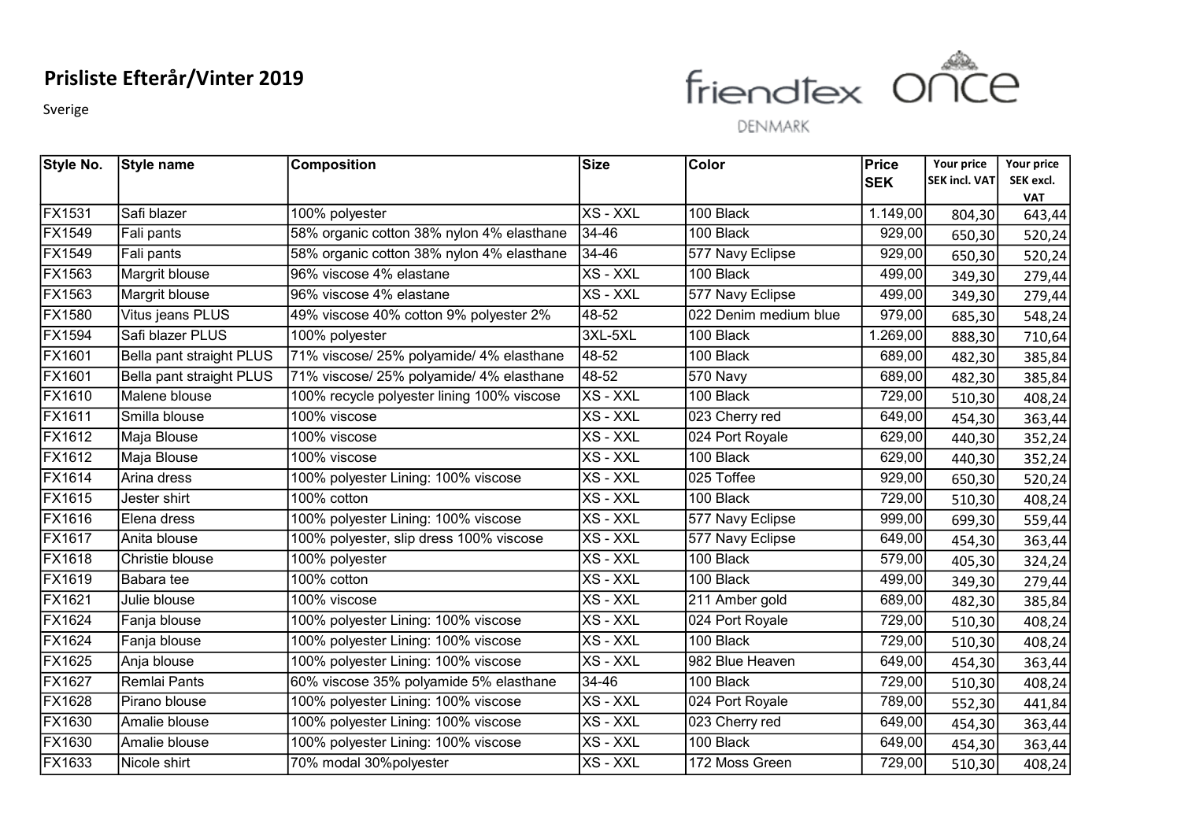# Prisliste Efterår/Vinter 2019

Sverige

friendtex ONCE DENMARK

| Style No. | Style name | Composition | Size | Color | Price SEK | Your price SEK incl. VAT | Your price SEK excl. VAT |
|---|---|---|---|---|---|---|---|
| FX1531 | Safi blazer | 100% polyester | XS - XXL | 100 Black | 1.149,00 | 804,30 | 643,44 |
| FX1549 | Fali pants | 58% organic cotton 38% nylon 4% elasthane | 34-46 | 100 Black | 929,00 | 650,30 | 520,24 |
| FX1549 | Fali pants | 58% organic cotton 38% nylon 4% elasthane | 34-46 | 577 Navy Eclipse | 929,00 | 650,30 | 520,24 |
| FX1563 | Margrit blouse | 96% viscose 4% elastane | XS - XXL | 100 Black | 499,00 | 349,30 | 279,44 |
| FX1563 | Margrit blouse | 96% viscose 4% elastane | XS - XXL | 577 Navy Eclipse | 499,00 | 349,30 | 279,44 |
| FX1580 | Vitus jeans PLUS | 49% viscose 40% cotton 9% polyester 2% | 48-52 | 022 Denim medium blue | 979,00 | 685,30 | 548,24 |
| FX1594 | Safi blazer PLUS | 100% polyester | 3XL-5XL | 100 Black | 1.269,00 | 888,30 | 710,64 |
| FX1601 | Bella pant straight PLUS | 71% viscose/ 25% polyamide/ 4% elasthane | 48-52 | 100 Black | 689,00 | 482,30 | 385,84 |
| FX1601 | Bella pant straight PLUS | 71% viscose/ 25% polyamide/ 4% elasthane | 48-52 | 570 Navy | 689,00 | 482,30 | 385,84 |
| FX1610 | Malene blouse | 100% recycle polyester lining 100% viscose | XS - XXL | 100 Black | 729,00 | 510,30 | 408,24 |
| FX1611 | Smilla blouse | 100% viscose | XS - XXL | 023 Cherry red | 649,00 | 454,30 | 363,44 |
| FX1612 | Maja Blouse | 100% viscose | XS - XXL | 024 Port Royale | 629,00 | 440,30 | 352,24 |
| FX1612 | Maja Blouse | 100% viscose | XS - XXL | 100 Black | 629,00 | 440,30 | 352,24 |
| FX1614 | Arina dress | 100% polyester Lining: 100% viscose | XS - XXL | 025 Toffee | 929,00 | 650,30 | 520,24 |
| FX1615 | Jester shirt | 100% cotton | XS - XXL | 100 Black | 729,00 | 510,30 | 408,24 |
| FX1616 | Elena dress | 100% polyester Lining: 100% viscose | XS - XXL | 577 Navy Eclipse | 999,00 | 699,30 | 559,44 |
| FX1617 | Anita blouse | 100% polyester, slip dress 100% viscose | XS - XXL | 577 Navy Eclipse | 649,00 | 454,30 | 363,44 |
| FX1618 | Christie blouse | 100% polyester | XS - XXL | 100 Black | 579,00 | 405,30 | 324,24 |
| FX1619 | Babara tee | 100% cotton | XS - XXL | 100 Black | 499,00 | 349,30 | 279,44 |
| FX1621 | Julie blouse | 100% viscose | XS - XXL | 211 Amber gold | 689,00 | 482,30 | 385,84 |
| FX1624 | Fanja blouse | 100% polyester Lining: 100% viscose | XS - XXL | 024 Port Royale | 729,00 | 510,30 | 408,24 |
| FX1624 | Fanja blouse | 100% polyester Lining: 100% viscose | XS - XXL | 100 Black | 729,00 | 510,30 | 408,24 |
| FX1625 | Anja blouse | 100% polyester Lining: 100% viscose | XS - XXL | 982 Blue Heaven | 649,00 | 454,30 | 363,44 |
| FX1627 | Remlai Pants | 60% viscose 35% polyamide 5% elasthane | 34-46 | 100 Black | 729,00 | 510,30 | 408,24 |
| FX1628 | Pirano blouse | 100% polyester Lining: 100% viscose | XS - XXL | 024 Port Royale | 789,00 | 552,30 | 441,84 |
| FX1630 | Amalie blouse | 100% polyester Lining: 100% viscose | XS - XXL | 023 Cherry red | 649,00 | 454,30 | 363,44 |
| FX1630 | Amalie blouse | 100% polyester Lining: 100% viscose | XS - XXL | 100 Black | 649,00 | 454,30 | 363,44 |
| FX1633 | Nicole shirt | 70% modal 30%polyester | XS - XXL | 172 Moss Green | 729,00 | 510,30 | 408,24 |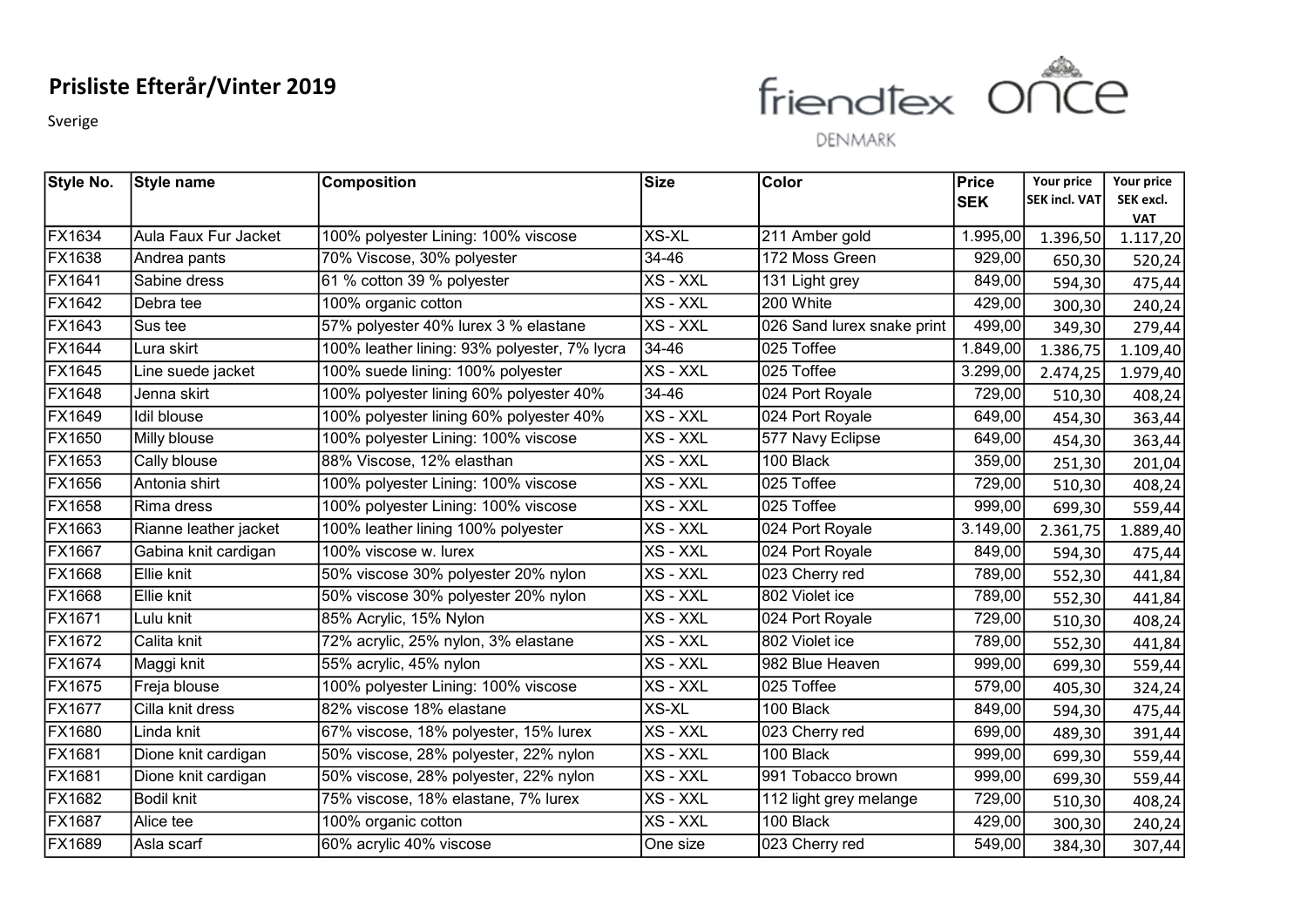# Prisliste Efterår/Vinter 2019

Sverige

friendtex once DENMARK

| Style No. | Style name | Composition | Size | Color | Price SEK | Your price SEK incl. VAT | Your price SEK excl. VAT |
|---|---|---|---|---|---|---|---|
| FX1634 | Aula Faux Fur Jacket | 100% polyester Lining: 100% viscose | XS-XL | 211 Amber gold | 1.995,00 | 1.396,50 | 1.117,20 |
| FX1638 | Andrea pants | 70% Viscose, 30% polyester | 34-46 | 172 Moss Green | 929,00 | 650,30 | 520,24 |
| FX1641 | Sabine dress | 61 % cotton 39 % polyester | XS - XXL | 131 Light grey | 849,00 | 594,30 | 475,44 |
| FX1642 | Debra tee | 100% organic cotton | XS - XXL | 200 White | 429,00 | 300,30 | 240,24 |
| FX1643 | Sus tee | 57% polyester 40% lurex 3 % elastane | XS - XXL | 026 Sand lurex snake print | 499,00 | 349,30 | 279,44 |
| FX1644 | Lura skirt | 100% leather lining: 93% polyester, 7% lycra | 34-46 | 025 Toffee | 1.849,00 | 1.386,75 | 1.109,40 |
| FX1645 | Line suede jacket | 100% suede lining: 100% polyester | XS - XXL | 025 Toffee | 3.299,00 | 2.474,25 | 1.979,40 |
| FX1648 | Jenna skirt | 100% polyester lining 60% polyester 40% | 34-46 | 024 Port Royale | 729,00 | 510,30 | 408,24 |
| FX1649 | Idil blouse | 100% polyester lining 60% polyester 40% | XS - XXL | 024 Port Royale | 649,00 | 454,30 | 363,44 |
| FX1650 | Milly blouse | 100% polyester Lining: 100% viscose | XS - XXL | 577 Navy Eclipse | 649,00 | 454,30 | 363,44 |
| FX1653 | Cally blouse | 88% Viscose, 12% elasthan | XS - XXL | 100 Black | 359,00 | 251,30 | 201,04 |
| FX1656 | Antonia shirt | 100% polyester Lining: 100% viscose | XS - XXL | 025 Toffee | 729,00 | 510,30 | 408,24 |
| FX1658 | Rima dress | 100% polyester Lining: 100% viscose | XS - XXL | 025 Toffee | 999,00 | 699,30 | 559,44 |
| FX1663 | Rianne leather jacket | 100% leather lining 100% polyester | XS - XXL | 024 Port Royale | 3.149,00 | 2.361,75 | 1.889,40 |
| FX1667 | Gabina knit cardigan | 100% viscose w. lurex | XS - XXL | 024 Port Royale | 849,00 | 594,30 | 475,44 |
| FX1668 | Ellie knit | 50% viscose 30% polyester 20% nylon | XS - XXL | 023 Cherry red | 789,00 | 552,30 | 441,84 |
| FX1668 | Ellie knit | 50% viscose 30% polyester 20% nylon | XS - XXL | 802 Violet ice | 789,00 | 552,30 | 441,84 |
| FX1671 | Lulu knit | 85% Acrylic, 15% Nylon | XS - XXL | 024 Port Royale | 729,00 | 510,30 | 408,24 |
| FX1672 | Calita knit | 72% acrylic, 25% nylon, 3% elastane | XS - XXL | 802 Violet ice | 789,00 | 552,30 | 441,84 |
| FX1674 | Maggi knit | 55% acrylic, 45% nylon | XS - XXL | 982 Blue Heaven | 999,00 | 699,30 | 559,44 |
| FX1675 | Freja blouse | 100% polyester Lining: 100% viscose | XS - XXL | 025 Toffee | 579,00 | 405,30 | 324,24 |
| FX1677 | Cilla knit dress | 82% viscose 18% elastane | XS-XL | 100 Black | 849,00 | 594,30 | 475,44 |
| FX1680 | Linda knit | 67% viscose, 18% polyester, 15% lurex | XS - XXL | 023 Cherry red | 699,00 | 489,30 | 391,44 |
| FX1681 | Dione knit cardigan | 50% viscose, 28% polyester, 22% nylon | XS - XXL | 100 Black | 999,00 | 699,30 | 559,44 |
| FX1681 | Dione knit cardigan | 50% viscose, 28% polyester, 22% nylon | XS - XXL | 991 Tobacco brown | 999,00 | 699,30 | 559,44 |
| FX1682 | Bodil knit | 75% viscose, 18% elastane, 7% lurex | XS - XXL | 112 light grey melange | 729,00 | 510,30 | 408,24 |
| FX1687 | Alice tee | 100% organic cotton | XS - XXL | 100 Black | 429,00 | 300,30 | 240,24 |
| FX1689 | Asla scarf | 60% acrylic 40% viscose | One size | 023 Cherry red | 549,00 | 384,30 | 307,44 |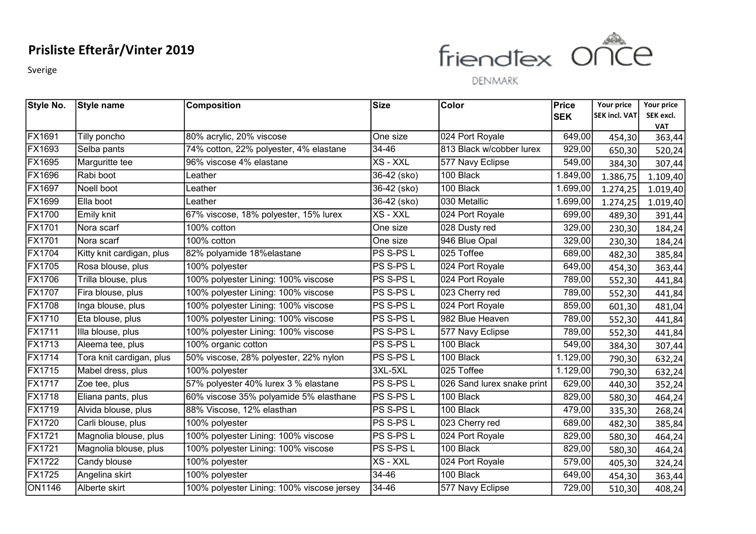# Prisliste Efterår/Vinter 2019

Sverige

friendtex once DENMARK

| Style No. | Style name | Composition | Size | Color | Price SEK | Your price SEK incl. VAT | Your price SEK excl. VAT |
|---|---|---|---|---|---|---|---|
| FX1691 | Tilly poncho | 80% acrylic, 20% viscose | One size | 024 Port Royale | 649,00 | 454,30 | 363,44 |
| FX1693 | Selba pants | 74% cotton, 22% polyester, 4% elastane | 34-46 | 813 Black w/cobber lurex | 929,00 | 650,30 | 520,24 |
| FX1695 | Marguritte tee | 96% viscose 4% elastane | XS - XXL | 577 Navy Eclipse | 549,00 | 384,30 | 307,44 |
| FX1696 | Rabi boot | Leather | 36-42 (sko) | 100 Black | 1.849,00 | 1.386,75 | 1.109,40 |
| FX1697 | Noell boot | Leather | 36-42 (sko) | 100 Black | 1.699,00 | 1.274,25 | 1.019,40 |
| FX1699 | Ella boot | Leather | 36-42 (sko) | 030 Metallic | 1.699,00 | 1.274,25 | 1.019,40 |
| FX1700 | Emily knit | 67% viscose, 18% polyester, 15% lurex | XS - XXL | 024 Port Royale | 699,00 | 489,30 | 391,44 |
| FX1701 | Nora scarf | 100% cotton | One size | 028 Dusty red | 329,00 | 230,30 | 184,24 |
| FX1701 | Nora scarf | 100% cotton | One size | 946 Blue Opal | 329,00 | 230,30 | 184,24 |
| FX1704 | Kitty knit cardigan, plus | 82% polyamide 18%elastane | PS S-PS L | 025 Toffee | 689,00 | 482,30 | 385,84 |
| FX1705 | Rosa blouse, plus | 100% polyester | PS S-PS L | 024 Port Royale | 649,00 | 454,30 | 363,44 |
| FX1706 | Trilla blouse, plus | 100% polyester Lining: 100% viscose | PS S-PS L | 024 Port Royale | 789,00 | 552,30 | 441,84 |
| FX1707 | Fira blouse, plus | 100% polyester Lining: 100% viscose | PS S-PS L | 023 Cherry red | 789,00 | 552,30 | 441,84 |
| FX1708 | Inga blouse, plus | 100% polyester Lining: 100% viscose | PS S-PS L | 024 Port Royale | 859,00 | 601,30 | 481,04 |
| FX1710 | Eta blouse, plus | 100% polyester Lining: 100% viscose | PS S-PS L | 982 Blue Heaven | 789,00 | 552,30 | 441,84 |
| FX1711 | Illa blouse, plus | 100% polyester Lining: 100% viscose | PS S-PS L | 577 Navy Eclipse | 789,00 | 552,30 | 441,84 |
| FX1713 | Aleema tee, plus | 100% organic cotton | PS S-PS L | 100 Black | 549,00 | 384,30 | 307,44 |
| FX1714 | Tora knit cardigan, plus | 50% viscose, 28% polyester, 22% nylon | PS S-PS L | 100 Black | 1.129,00 | 790,30 | 632,24 |
| FX1715 | Mabel dress, plus | 100% polyester | 3XL-5XL | 025 Toffee | 1.129,00 | 790,30 | 632,24 |
| FX1717 | Zoe tee, plus | 57% polyester 40% lurex 3 % elastane | PS S-PS L | 026 Sand lurex snake print | 629,00 | 440,30 | 352,24 |
| FX1718 | Eliana pants, plus | 60% viscose 35% polyamide 5% elasthane | PS S-PS L | 100 Black | 829,00 | 580,30 | 464,24 |
| FX1719 | Alvida blouse, plus | 88% Viscose, 12% elasthan | PS S-PS L | 100 Black | 479,00 | 335,30 | 268,24 |
| FX1720 | Carli blouse, plus | 100% polyester | PS S-PS L | 023 Cherry red | 689,00 | 482,30 | 385,84 |
| FX1721 | Magnolia blouse, plus | 100% polyester Lining: 100% viscose | PS S-PS L | 024 Port Royale | 829,00 | 580,30 | 464,24 |
| FX1721 | Magnolia blouse, plus | 100% polyester Lining: 100% viscose | PS S-PS L | 100 Black | 829,00 | 580,30 | 464,24 |
| FX1722 | Candy blouse | 100% polyester | XS - XXL | 024 Port Royale | 579,00 | 405,30 | 324,24 |
| FX1725 | Angelina skirt | 100% polyester | 34-46 | 100 Black | 649,00 | 454,30 | 363,44 |
| ON1146 | Alberte skirt | 100% polyester Lining: 100% viscose jersey | 34-46 | 577 Navy Eclipse | 729,00 | 510,30 | 408,24 |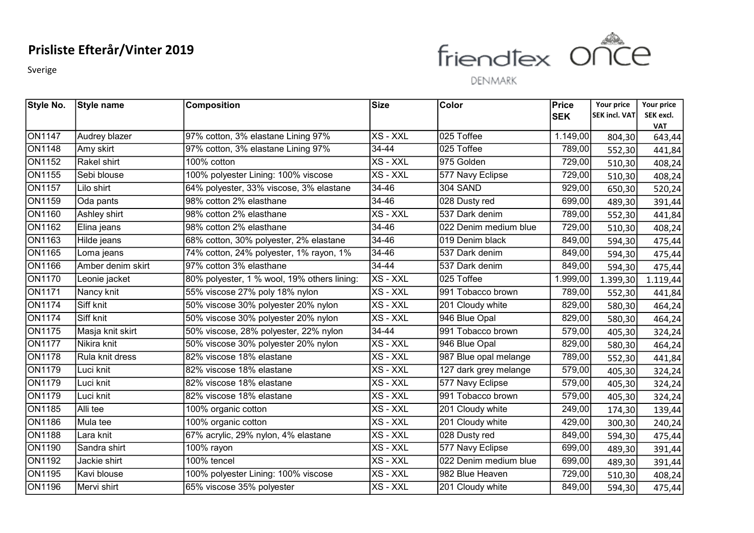# Prisliste Efterår/Vinter 2019

Sverige

friendtex once DENMARK

| Style No. | Style name | Composition | Size | Color | Price SEK | Your price SEK incl. VAT | Your price SEK excl. VAT |
|---|---|---|---|---|---|---|---|
| ON1147 | Audrey blazer | 97% cotton, 3% elastane Lining 97% | XS - XXL | 025 Toffee | 1.149,00 | 804,30 | 643,44 |
| ON1148 | Amy skirt | 97% cotton, 3% elastane Lining 97% | 34-44 | 025 Toffee | 789,00 | 552,30 | 441,84 |
| ON1152 | Rakel shirt | 100% cotton | XS - XXL | 975 Golden | 729,00 | 510,30 | 408,24 |
| ON1155 | Sebi blouse | 100% polyester Lining: 100% viscose | XS - XXL | 577 Navy Eclipse | 729,00 | 510,30 | 408,24 |
| ON1157 | Lilo shirt | 64% polyester, 33% viscose, 3% elastane | 34-46 | 304 SAND | 929,00 | 650,30 | 520,24 |
| ON1159 | Oda pants | 98% cotton 2% elasthane | 34-46 | 028 Dusty red | 699,00 | 489,30 | 391,44 |
| ON1160 | Ashley shirt | 98% cotton 2% elasthane | XS - XXL | 537 Dark denim | 789,00 | 552,30 | 441,84 |
| ON1162 | Elina jeans | 98% cotton 2% elasthane | 34-46 | 022 Denim medium blue | 729,00 | 510,30 | 408,24 |
| ON1163 | Hilde jeans | 68% cotton, 30% polyester, 2% elastane | 34-46 | 019 Denim black | 849,00 | 594,30 | 475,44 |
| ON1165 | Loma jeans | 74% cotton, 24% polyester, 1% rayon, 1% | 34-46 | 537 Dark denim | 849,00 | 594,30 | 475,44 |
| ON1166 | Amber denim skirt | 97% cotton 3% elasthane | 34-44 | 537 Dark denim | 849,00 | 594,30 | 475,44 |
| ON1170 | Leonie jacket | 80% polyester, 1 % wool, 19% others lining: | XS - XXL | 025 Toffee | 1.999,00 | 1.399,30 | 1.119,44 |
| ON1171 | Nancy knit | 55% viscose 27% poly 18% nylon | XS - XXL | 991 Tobacco brown | 789,00 | 552,30 | 441,84 |
| ON1174 | Siff knit | 50% viscose 30% polyester 20% nylon | XS - XXL | 201 Cloudy white | 829,00 | 580,30 | 464,24 |
| ON1174 | Siff knit | 50% viscose 30% polyester 20% nylon | XS - XXL | 946 Blue Opal | 829,00 | 580,30 | 464,24 |
| ON1175 | Masja knit skirt | 50% viscose, 28% polyester, 22% nylon | 34-44 | 991 Tobacco brown | 579,00 | 405,30 | 324,24 |
| ON1177 | Nikira knit | 50% viscose 30% polyester 20% nylon | XS - XXL | 946 Blue Opal | 829,00 | 580,30 | 464,24 |
| ON1178 | Rula knit dress | 82% viscose 18% elastane | XS - XXL | 987 Blue opal melange | 789,00 | 552,30 | 441,84 |
| ON1179 | Luci knit | 82% viscose 18% elastane | XS - XXL | 127 dark grey melange | 579,00 | 405,30 | 324,24 |
| ON1179 | Luci knit | 82% viscose 18% elastane | XS - XXL | 577 Navy Eclipse | 579,00 | 405,30 | 324,24 |
| ON1179 | Luci knit | 82% viscose 18% elastane | XS - XXL | 991 Tobacco brown | 579,00 | 405,30 | 324,24 |
| ON1185 | Alli tee | 100% organic cotton | XS - XXL | 201 Cloudy white | 249,00 | 174,30 | 139,44 |
| ON1186 | Mula tee | 100% organic cotton | XS - XXL | 201 Cloudy white | 429,00 | 300,30 | 240,24 |
| ON1188 | Lara knit | 67% acrylic, 29% nylon, 4% elastane | XS - XXL | 028 Dusty red | 849,00 | 594,30 | 475,44 |
| ON1190 | Sandra shirt | 100% rayon | XS - XXL | 577 Navy Eclipse | 699,00 | 489,30 | 391,44 |
| ON1192 | Jackie shirt | 100% tencel | XS - XXL | 022 Denim medium blue | 699,00 | 489,30 | 391,44 |
| ON1195 | Kavi blouse | 100% polyester Lining: 100% viscose | XS - XXL | 982 Blue Heaven | 729,00 | 510,30 | 408,24 |
| ON1196 | Mervi shirt | 65% viscose 35% polyester | XS - XXL | 201 Cloudy white | 849,00 | 594,30 | 475,44 |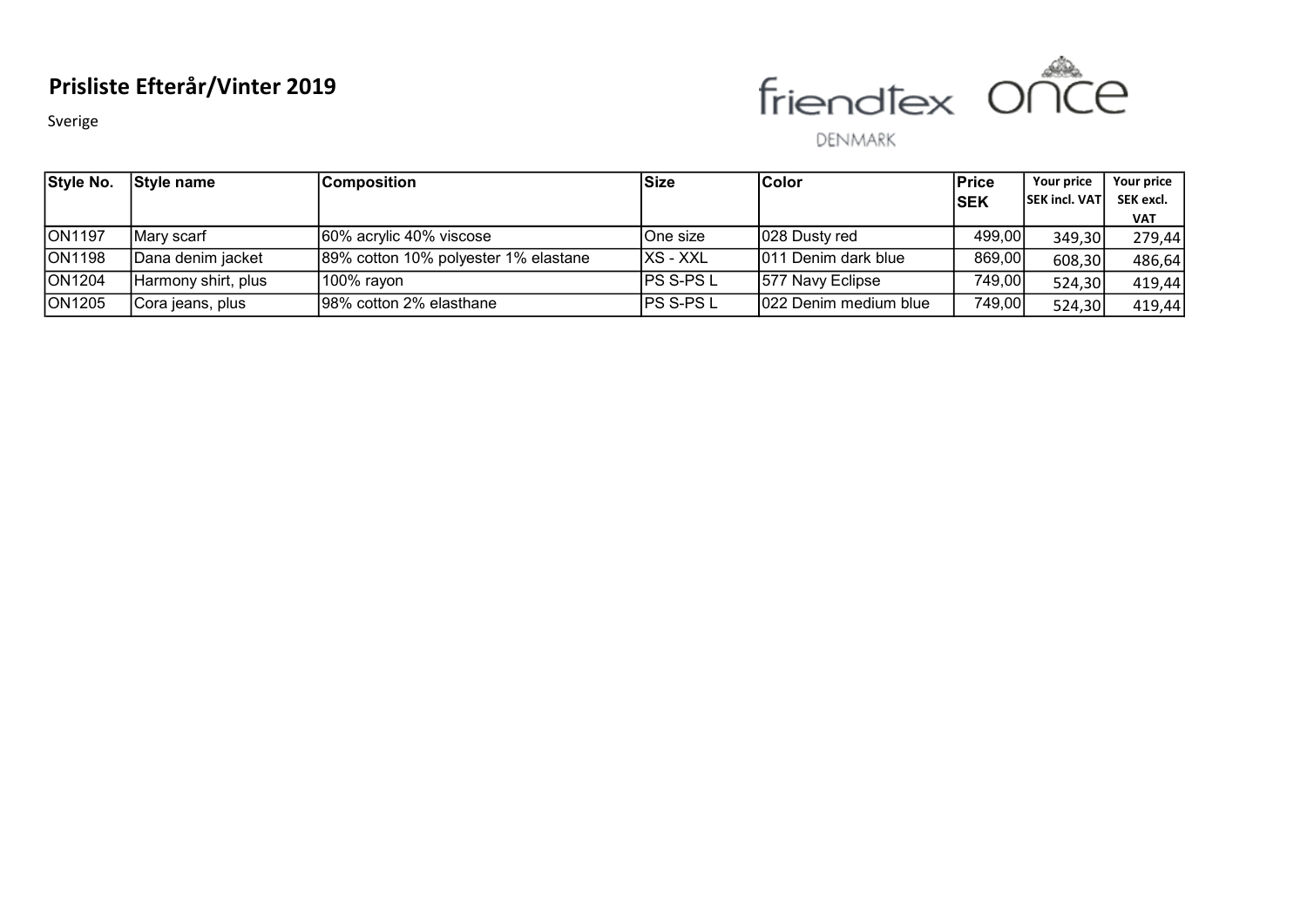# Prisliste Efterår/Vinter 2019

Sverige

friendtex once DENMARK

| Style No. | Style name | Composition | Size | Color | Price SEK | Your price SEK incl. VAT | Your price SEK excl. VAT |
|---|---|---|---|---|---|---|---|
| ON1197 | Mary scarf | 60% acrylic 40% viscose | One size | 028 Dusty red | 499,00 | 349,30 | 279,44 |
| ON1198 | Dana denim jacket | 89% cotton 10% polyester 1% elastane | XS - XXL | 011 Denim dark blue | 869,00 | 608,30 | 486,64 |
| ON1204 | Harmony shirt, plus | 100% rayon | PS S-PS L | 577 Navy Eclipse | 749,00 | 524,30 | 419,44 |
| ON1205 | Cora jeans, plus | 98% cotton 2% elasthane | PS S-PS L | 022 Denim medium blue | 749,00 | 524,30 | 419,44 |